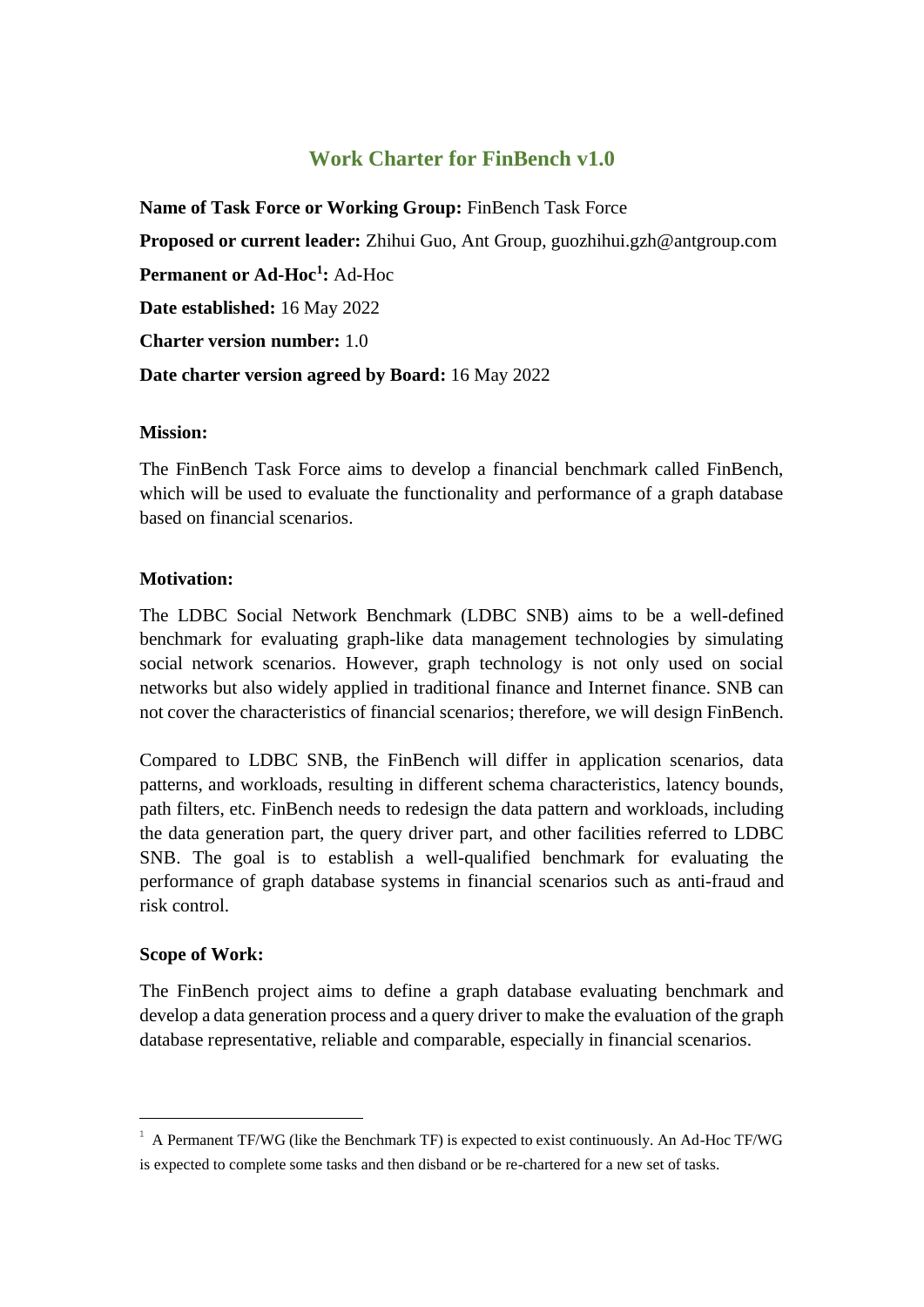# Work Charter for FinBench v1.0

**Name of Task Force or Working Group:** FinBench Task Force

**Proposed or current leader:** Zhihui Guo, Ant Group, guozhihui.gzh@antgroup.com

**Permanent or Ad-Hoc[1]:** Ad-Hoc

**Date established:** 16 May 2022

**Charter version number:** 1.0

**Date charter version agreed by Board:** 16 May 2022

**Mission:**

The FinBench Task Force aims to develop a financial benchmark called FinBench, which will be used to evaluate the functionality and performance of a graph database based on financial scenarios.

**Motivation:**

The LDBC Social Network Benchmark (LDBC SNB) aims to be a well-defined benchmark for evaluating graph-like data management technologies by simulating social network scenarios. However, graph technology is not only used on social networks but also widely applied in traditional finance and Internet finance. SNB can not cover the characteristics of financial scenarios; therefore, we will design FinBench.

Compared to LDBC SNB, the FinBench will differ in application scenarios, data patterns, and workloads, resulting in different schema characteristics, latency bounds, path filters, etc. FinBench needs to redesign the data pattern and workloads, including the data generation part, the query driver part, and other facilities referred to LDBC SNB. The goal is to establish a well-qualified benchmark for evaluating the performance of graph database systems in financial scenarios such as anti-fraud and risk control.

**Scope of Work:**

The FinBench project aims to define a graph database evaluating benchmark and develop a data generation process and a query driver to make the evaluation of the graph database representative, reliable and comparable, especially in financial scenarios.

---

[1] A Permanent TF/WG (like the Benchmark TF) is expected to exist continuously. An Ad-Hoc TF/WG is expected to complete some tasks and then disband or be re-chartered for a new set of tasks.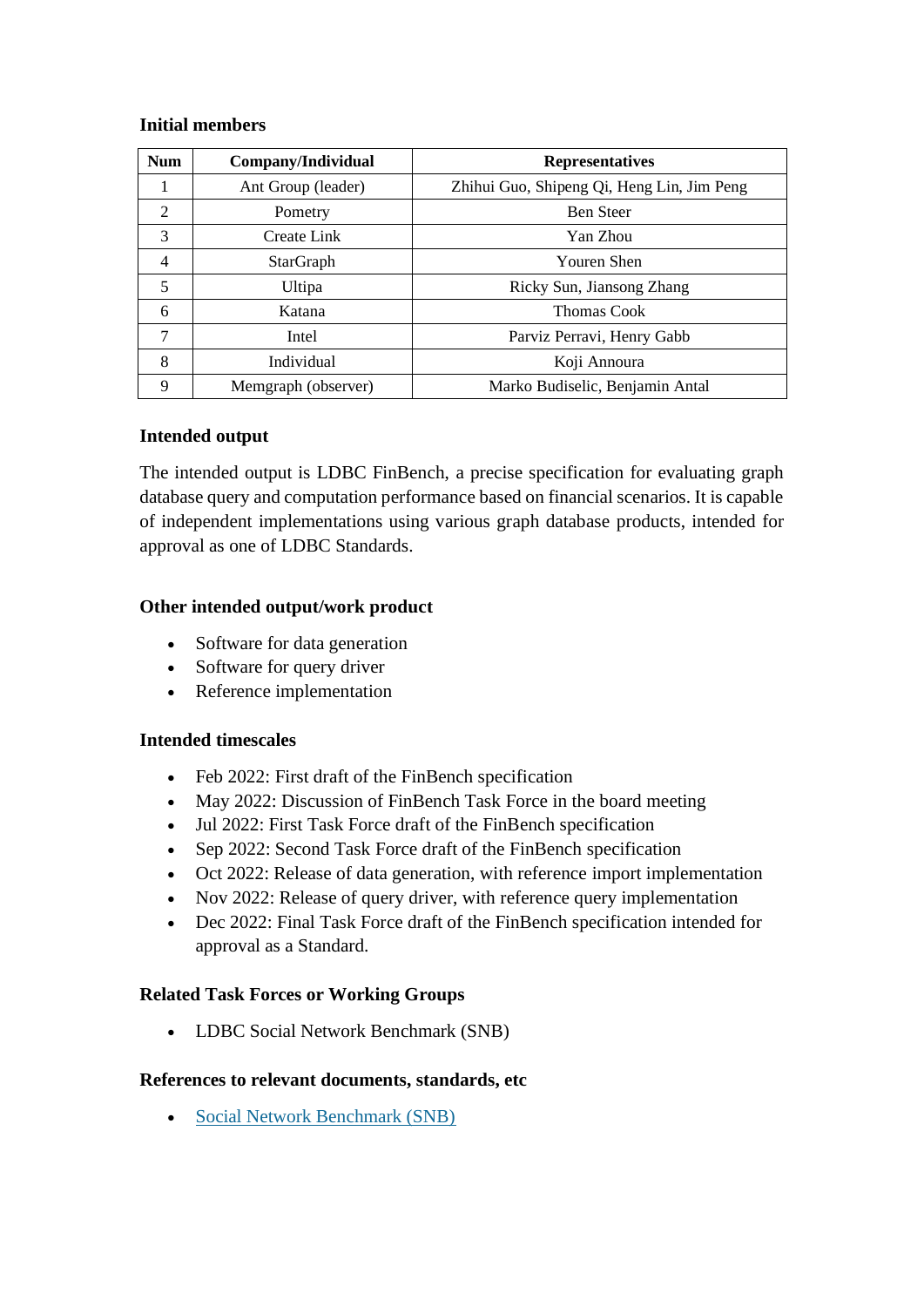**Initial members**

| Num | Company/Individual | Representatives |
|---|---|---|
| 1 | Ant Group (leader) | Zhihui Guo, Shipeng Qi, Heng Lin, Jim Peng |
| 2 | Pometry | Ben Steer |
| 3 | Create Link | Yan Zhou |
| 4 | StarGraph | Youren Shen |
| 5 | Ultipa | Ricky Sun, Jiansong Zhang |
| 6 | Katana | Thomas Cook |
| 7 | Intel | Parviz Perravi, Henry Gabb |
| 8 | Individual | Koji Annoura |
| 9 | Memgraph (observer) | Marko Budiselic, Benjamin Antal |

**Intended output**

The intended output is LDBC FinBench, a precise specification for evaluating graph database query and computation performance based on financial scenarios. It is capable of independent implementations using various graph database products, intended for approval as one of LDBC Standards.

**Other intended output/work product**

- Software for data generation
- Software for query driver
- Reference implementation

**Intended timescales**

- Feb 2022: First draft of the FinBench specification
- May 2022: Discussion of FinBench Task Force in the board meeting
- Jul 2022: First Task Force draft of the FinBench specification
- Sep 2022: Second Task Force draft of the FinBench specification
- Oct 2022: Release of data generation, with reference import implementation
- Nov 2022: Release of query driver, with reference query implementation
- Dec 2022: Final Task Force draft of the FinBench specification intended for approval as a Standard.

**Related Task Forces or Working Groups**

- LDBC Social Network Benchmark (SNB)

**References to relevant documents, standards, etc**

- Social Network Benchmark (SNB)